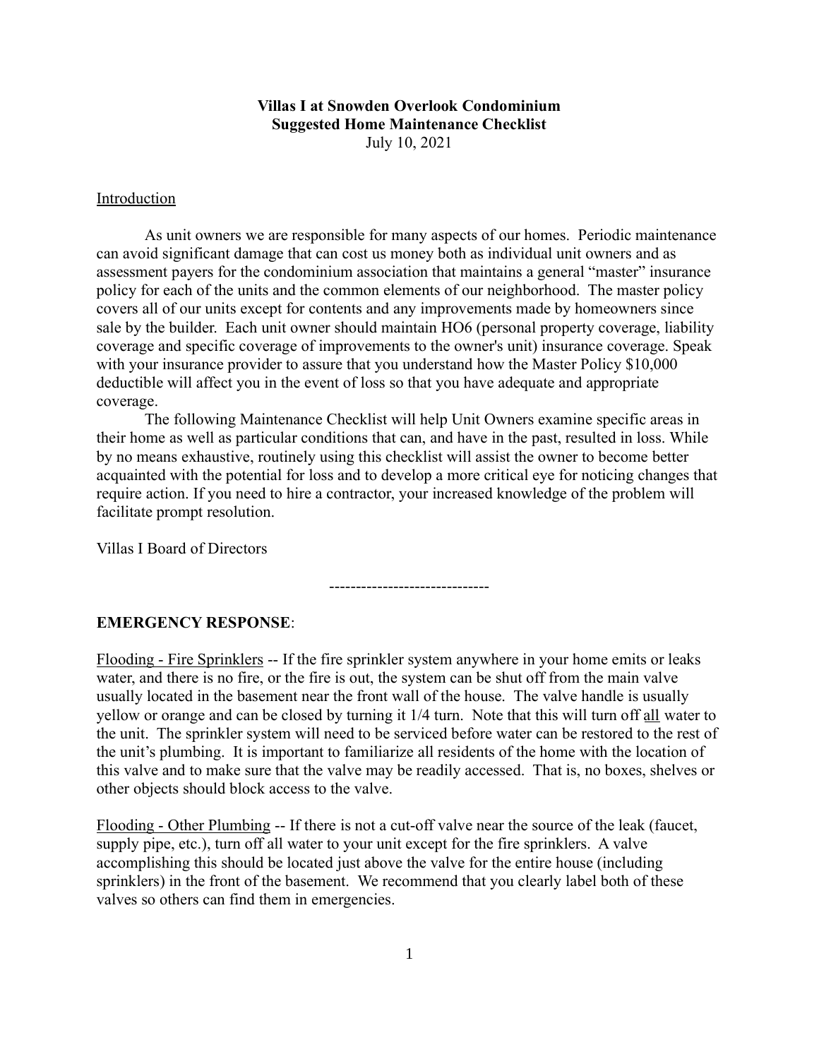# Villas I at Snowden Overlook Condominium
## Suggested Home Maintenance Checklist
July 10, 2021

Introduction

As unit owners we are responsible for many aspects of our homes. Periodic maintenance can avoid significant damage that can cost us money both as individual unit owners and as assessment payers for the condominium association that maintains a general "master" insurance policy for each of the units and the common elements of our neighborhood. The master policy covers all of our units except for contents and any improvements made by homeowners since sale by the builder. Each unit owner should maintain HO6 (personal property coverage, liability coverage and specific coverage of improvements to the owner's unit) insurance coverage. Speak with your insurance provider to assure that you understand how the Master Policy $10,000 deductible will affect you in the event of loss so that you have adequate and appropriate coverage.

The following Maintenance Checklist will help Unit Owners examine specific areas in their home as well as particular conditions that can, and have in the past, resulted in loss. While by no means exhaustive, routinely using this checklist will assist the owner to become better acquainted with the potential for loss and to develop a more critical eye for noticing changes that require action. If you need to hire a contractor, your increased knowledge of the problem will facilitate prompt resolution.

Villas I Board of Directors

------------------------------

**EMERGENCY RESPONSE**:

Flooding - Fire Sprinklers -- If the fire sprinkler system anywhere in your home emits or leaks water, and there is no fire, or the fire is out, the system can be shut off from the main valve usually located in the basement near the front wall of the house. The valve handle is usually yellow or orange and can be closed by turning it 1/4 turn. Note that this will turn off all water to the unit. The sprinkler system will need to be serviced before water can be restored to the rest of the unit's plumbing. It is important to familiarize all residents of the home with the location of this valve and to make sure that the valve may be readily accessed. That is, no boxes, shelves or other objects should block access to the valve.

Flooding - Other Plumbing -- If there is not a cut-off valve near the source of the leak (faucet, supply pipe, etc.), turn off all water to your unit except for the fire sprinklers. A valve accomplishing this should be located just above the valve for the entire house (including sprinklers) in the front of the basement. We recommend that you clearly label both of these valves so others can find them in emergencies.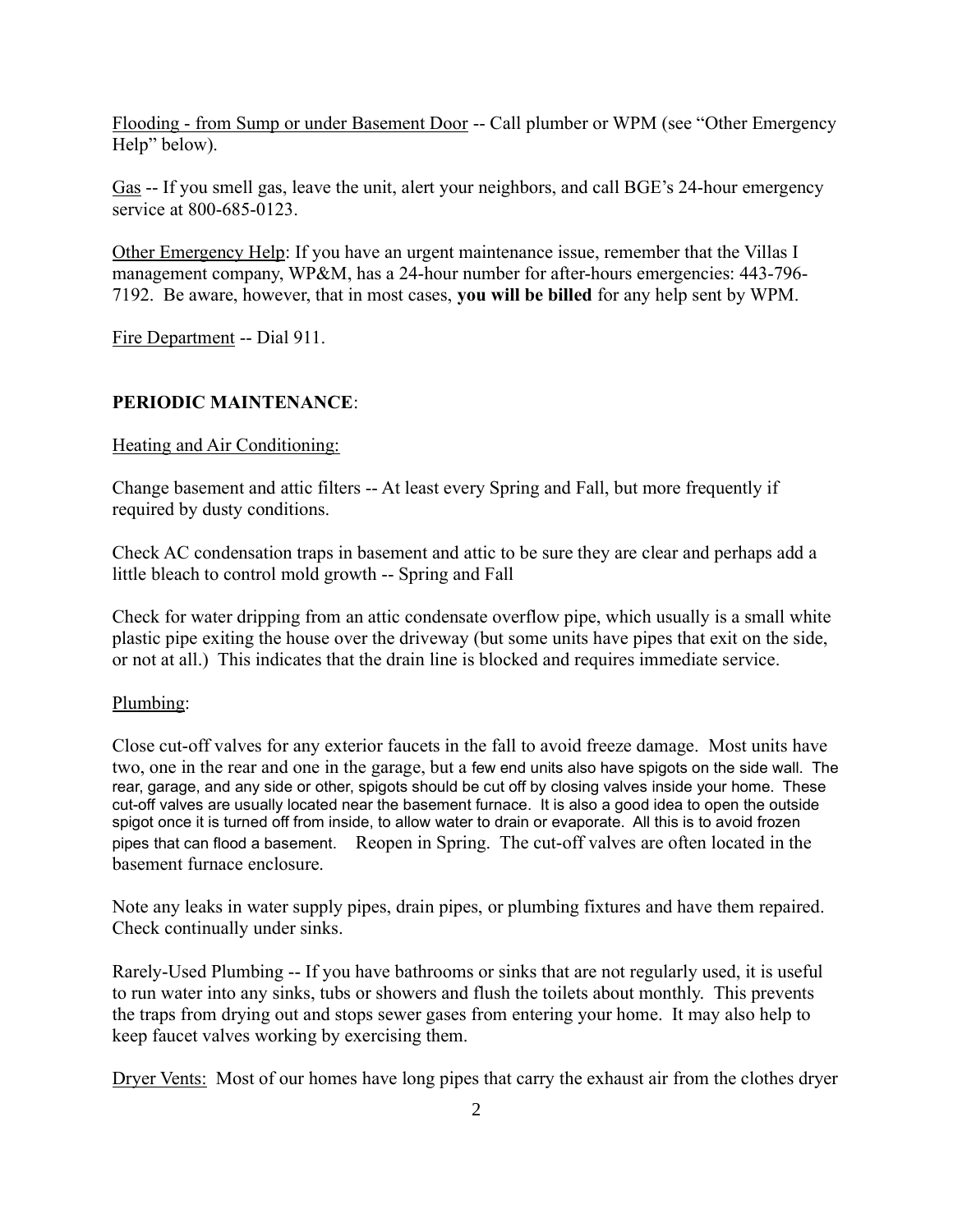Flooding - from Sump or under Basement Door -- Call plumber or WPM (see "Other Emergency Help" below).

Gas -- If you smell gas, leave the unit, alert your neighbors, and call BGE's 24-hour emergency service at 800-685-0123.

Other Emergency Help: If you have an urgent maintenance issue, remember that the Villas I management company, WP&M, has a 24-hour number for after-hours emergencies: 443-796-7192. Be aware, however, that in most cases, **you will be billed** for any help sent by WPM.

Fire Department -- Dial 911.

## PERIODIC MAINTENANCE:

### Heating and Air Conditioning:

Change basement and attic filters -- At least every Spring and Fall, but more frequently if required by dusty conditions.

Check AC condensation traps in basement and attic to be sure they are clear and perhaps add a little bleach to control mold growth -- Spring and Fall

Check for water dripping from an attic condensate overflow pipe, which usually is a small white plastic pipe exiting the house over the driveway (but some units have pipes that exit on the side, or not at all.) This indicates that the drain line is blocked and requires immediate service.

### Plumbing:

Close cut-off valves for any exterior faucets in the fall to avoid freeze damage. Most units have two, one in the rear and one in the garage, but a few end units also have spigots on the side wall. The rear, garage, and any side or other, spigots should be cut off by closing valves inside your home. These cut-off valves are usually located near the basement furnace. It is also a good idea to open the outside spigot once it is turned off from inside, to allow water to drain or evaporate. All this is to avoid frozen pipes that can flood a basement. Reopen in Spring. The cut-off valves are often located in the basement furnace enclosure.

Note any leaks in water supply pipes, drain pipes, or plumbing fixtures and have them repaired. Check continually under sinks.

Rarely-Used Plumbing -- If you have bathrooms or sinks that are not regularly used, it is useful to run water into any sinks, tubs or showers and flush the toilets about monthly. This prevents the traps from drying out and stops sewer gases from entering your home. It may also help to keep faucet valves working by exercising them.

Dryer Vents: Most of our homes have long pipes that carry the exhaust air from the clothes dryer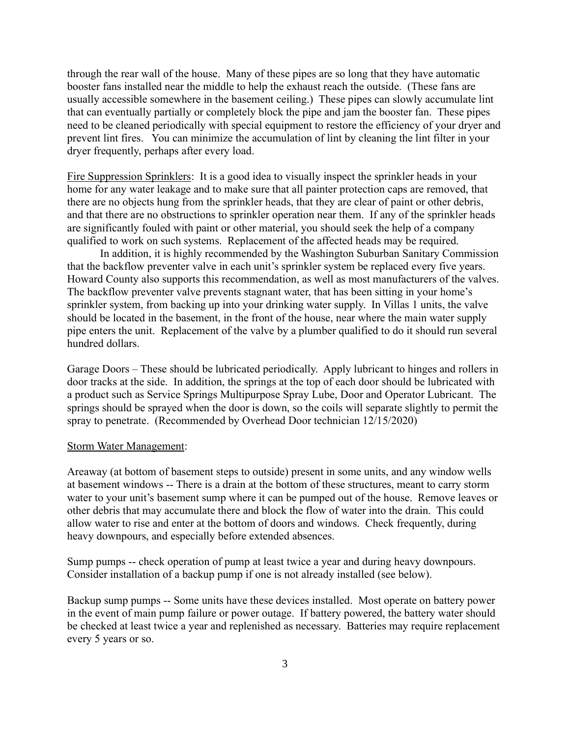through the rear wall of the house. Many of these pipes are so long that they have automatic booster fans installed near the middle to help the exhaust reach the outside. (These fans are usually accessible somewhere in the basement ceiling.) These pipes can slowly accumulate lint that can eventually partially or completely block the pipe and jam the booster fan. These pipes need to be cleaned periodically with special equipment to restore the efficiency of your dryer and prevent lint fires. You can minimize the accumulation of lint by cleaning the lint filter in your dryer frequently, perhaps after every load.

<u>Fire Suppression Sprinklers</u>: It is a good idea to visually inspect the sprinkler heads in your home for any water leakage and to make sure that all painter protection caps are removed, that there are no objects hung from the sprinkler heads, that they are clear of paint or other debris, and that there are no obstructions to sprinkler operation near them. If any of the sprinkler heads are significantly fouled with paint or other material, you should seek the help of a company qualified to work on such systems. Replacement of the affected heads may be required.

In addition, it is highly recommended by the Washington Suburban Sanitary Commission that the backflow preventer valve in each unit's sprinkler system be replaced every five years. Howard County also supports this recommendation, as well as most manufacturers of the valves. The backflow preventer valve prevents stagnant water, that has been sitting in your home's sprinkler system, from backing up into your drinking water supply. In Villas 1 units, the valve should be located in the basement, in the front of the house, near where the main water supply pipe enters the unit. Replacement of the valve by a plumber qualified to do it should run several hundred dollars.

Garage Doors – These should be lubricated periodically. Apply lubricant to hinges and rollers in door tracks at the side. In addition, the springs at the top of each door should be lubricated with a product such as Service Springs Multipurpose Spray Lube, Door and Operator Lubricant. The springs should be sprayed when the door is down, so the coils will separate slightly to permit the spray to penetrate. (Recommended by Overhead Door technician 12/15/2020)

<u>Storm Water Management</u>:

Areaway (at bottom of basement steps to outside) present in some units, and any window wells at basement windows -- There is a drain at the bottom of these structures, meant to carry storm water to your unit's basement sump where it can be pumped out of the house. Remove leaves or other debris that may accumulate there and block the flow of water into the drain. This could allow water to rise and enter at the bottom of doors and windows. Check frequently, during heavy downpours, and especially before extended absences.

Sump pumps -- check operation of pump at least twice a year and during heavy downpours. Consider installation of a backup pump if one is not already installed (see below).

Backup sump pumps -- Some units have these devices installed. Most operate on battery power in the event of main pump failure or power outage. If battery powered, the battery water should be checked at least twice a year and replenished as necessary. Batteries may require replacement every 5 years or so.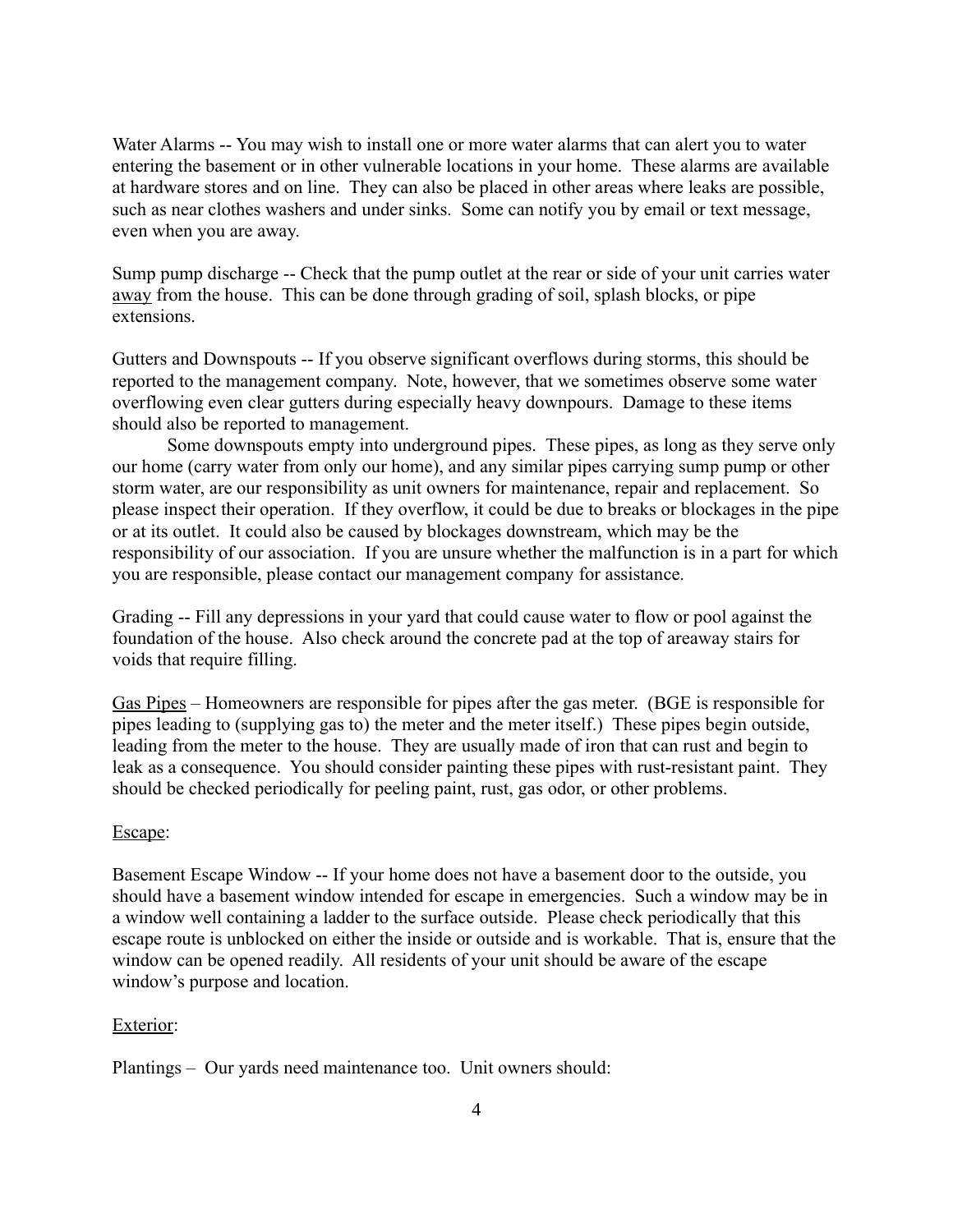Water Alarms -- You may wish to install one or more water alarms that can alert you to water entering the basement or in other vulnerable locations in your home. These alarms are available at hardware stores and on line. They can also be placed in other areas where leaks are possible, such as near clothes washers and under sinks. Some can notify you by email or text message, even when you are away.

Sump pump discharge -- Check that the pump outlet at the rear or side of your unit carries water <u>away</u> from the house. This can be done through grading of soil, splash blocks, or pipe extensions.

Gutters and Downspouts -- If you observe significant overflows during storms, this should be reported to the management company. Note, however, that we sometimes observe some water overflowing even clear gutters during especially heavy downpours. Damage to these items should also be reported to management.

Some downspouts empty into underground pipes. These pipes, as long as they serve only our home (carry water from only our home), and any similar pipes carrying sump pump or other storm water, are our responsibility as unit owners for maintenance, repair and replacement. So please inspect their operation. If they overflow, it could be due to breaks or blockages in the pipe or at its outlet. It could also be caused by blockages downstream, which may be the responsibility of our association. If you are unsure whether the malfunction is in a part for which you are responsible, please contact our management company for assistance.

Grading -- Fill any depressions in your yard that could cause water to flow or pool against the foundation of the house. Also check around the concrete pad at the top of areaway stairs for voids that require filling.

<u>Gas Pipes</u> – Homeowners are responsible for pipes after the gas meter. (BGE is responsible for pipes leading to (supplying gas to) the meter and the meter itself.) These pipes begin outside, leading from the meter to the house. They are usually made of iron that can rust and begin to leak as a consequence. You should consider painting these pipes with rust-resistant paint. They should be checked periodically for peeling paint, rust, gas odor, or other problems.

<u>Escape</u>:

Basement Escape Window -- If your home does not have a basement door to the outside, you should have a basement window intended for escape in emergencies. Such a window may be in a window well containing a ladder to the surface outside. Please check periodically that this escape route is unblocked on either the inside or outside and is workable. That is, ensure that the window can be opened readily. All residents of your unit should be aware of the escape window's purpose and location.

<u>Exterior</u>:

Plantings – Our yards need maintenance too. Unit owners should: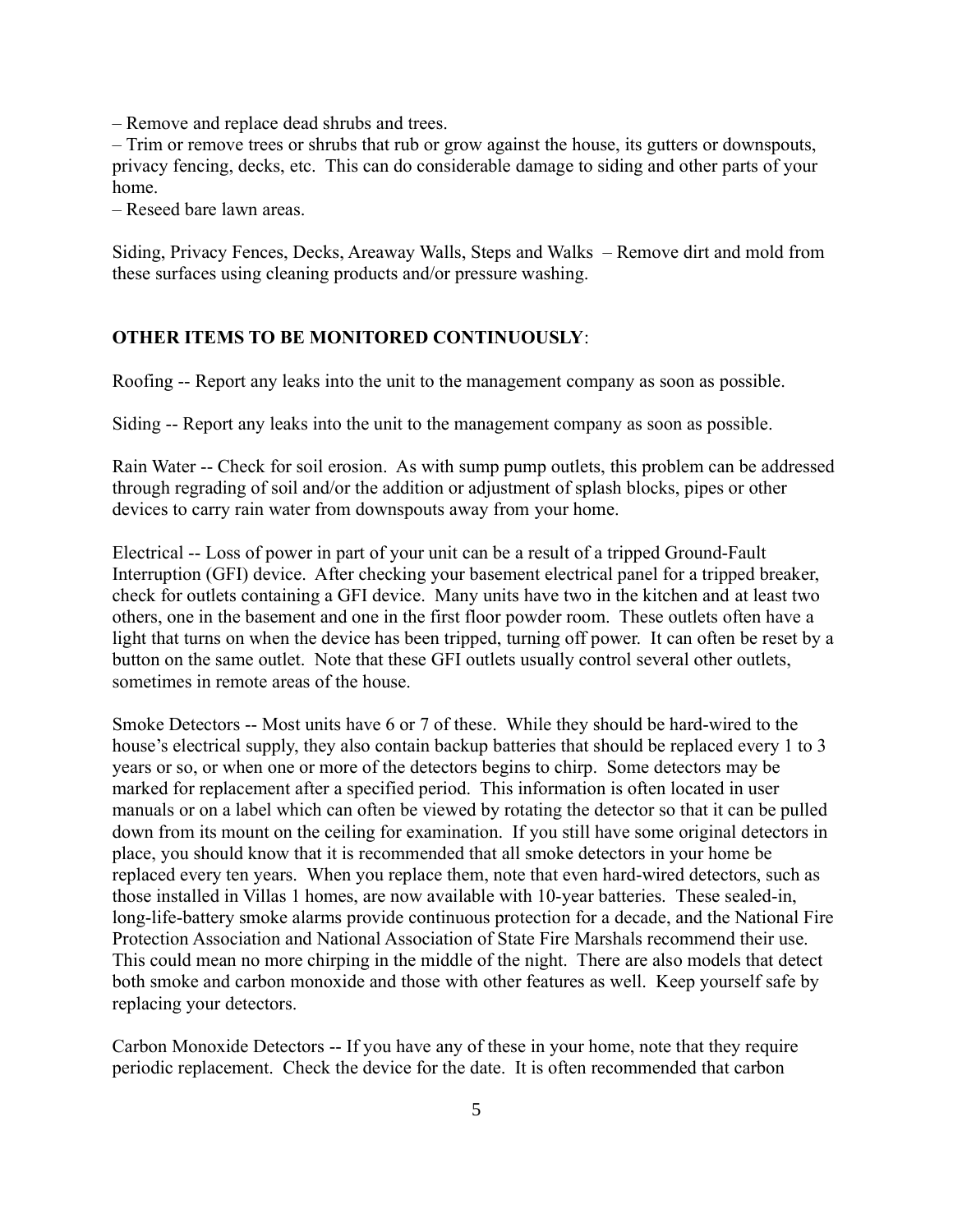– Remove and replace dead shrubs and trees.
– Trim or remove trees or shrubs that rub or grow against the house, its gutters or downspouts, privacy fencing, decks, etc. This can do considerable damage to siding and other parts of your home.
– Reseed bare lawn areas.

Siding, Privacy Fences, Decks, Areaway Walls, Steps and Walks – Remove dirt and mold from these surfaces using cleaning products and/or pressure washing.

**OTHER ITEMS TO BE MONITORED CONTINUOUSLY**:

Roofing -- Report any leaks into the unit to the management company as soon as possible.

Siding -- Report any leaks into the unit to the management company as soon as possible.

Rain Water -- Check for soil erosion. As with sump pump outlets, this problem can be addressed through regrading of soil and/or the addition or adjustment of splash blocks, pipes or other devices to carry rain water from downspouts away from your home.

Electrical -- Loss of power in part of your unit can be a result of a tripped Ground-Fault Interruption (GFI) device. After checking your basement electrical panel for a tripped breaker, check for outlets containing a GFI device. Many units have two in the kitchen and at least two others, one in the basement and one in the first floor powder room. These outlets often have a light that turns on when the device has been tripped, turning off power. It can often be reset by a button on the same outlet. Note that these GFI outlets usually control several other outlets, sometimes in remote areas of the house.

Smoke Detectors -- Most units have 6 or 7 of these. While they should be hard-wired to the house's electrical supply, they also contain backup batteries that should be replaced every 1 to 3 years or so, or when one or more of the detectors begins to chirp. Some detectors may be marked for replacement after a specified period. This information is often located in user manuals or on a label which can often be viewed by rotating the detector so that it can be pulled down from its mount on the ceiling for examination. If you still have some original detectors in place, you should know that it is recommended that all smoke detectors in your home be replaced every ten years. When you replace them, note that even hard-wired detectors, such as those installed in Villas 1 homes, are now available with 10-year batteries. These sealed-in, long-life-battery smoke alarms provide continuous protection for a decade, and the National Fire Protection Association and National Association of State Fire Marshals recommend their use. This could mean no more chirping in the middle of the night. There are also models that detect both smoke and carbon monoxide and those with other features as well. Keep yourself safe by replacing your detectors.

Carbon Monoxide Detectors -- If you have any of these in your home, note that they require periodic replacement. Check the device for the date. It is often recommended that carbon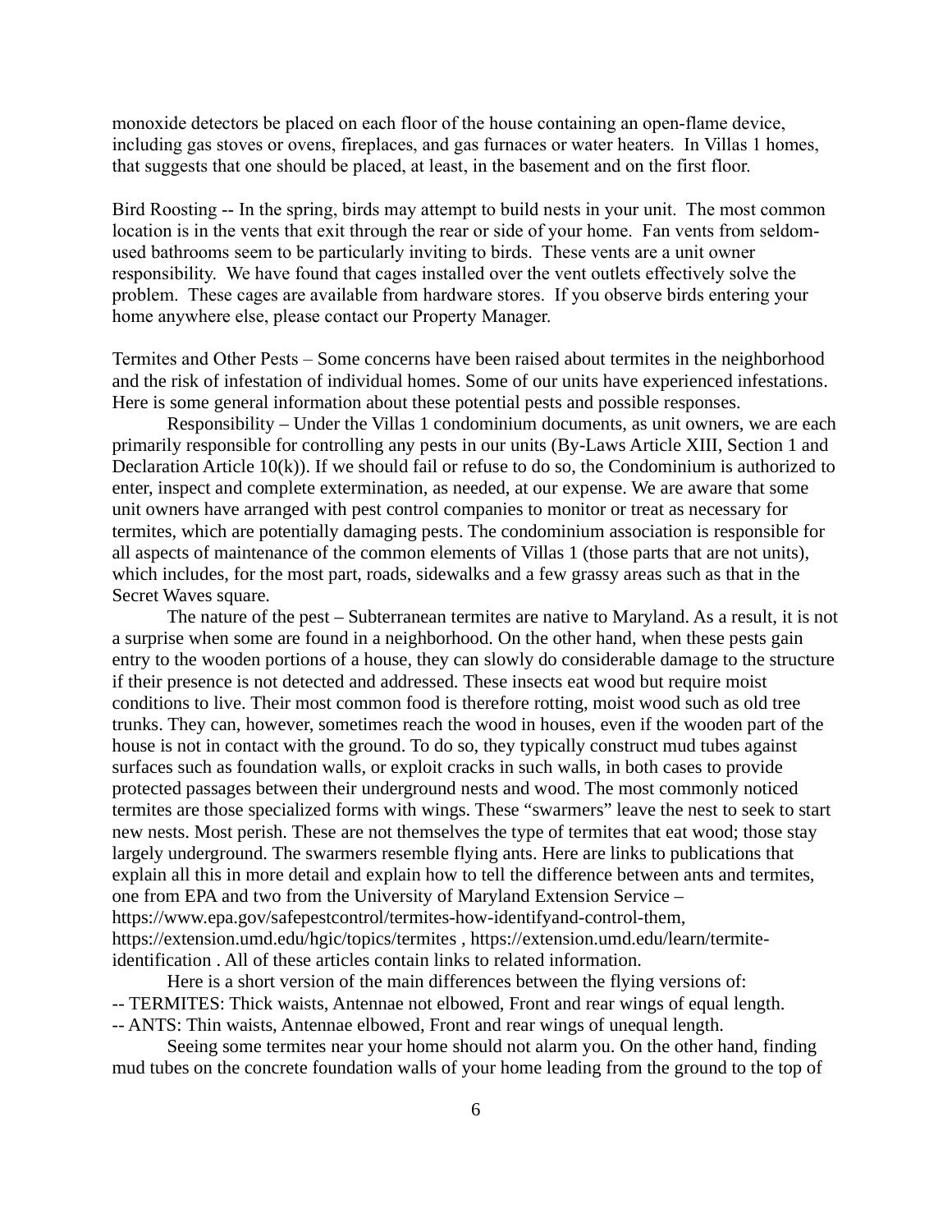monoxide detectors be placed on each floor of the house containing an open-flame device, including gas stoves or ovens, fireplaces, and gas furnaces or water heaters. In Villas 1 homes, that suggests that one should be placed, at least, in the basement and on the first floor.

Bird Roosting -- In the spring, birds may attempt to build nests in your unit. The most common location is in the vents that exit through the rear or side of your home. Fan vents from seldom-used bathrooms seem to be particularly inviting to birds. These vents are a unit owner responsibility. We have found that cages installed over the vent outlets effectively solve the problem. These cages are available from hardware stores. If you observe birds entering your home anywhere else, please contact our Property Manager.

Termites and Other Pests – Some concerns have been raised about termites in the neighborhood and the risk of infestation of individual homes. Some of our units have experienced infestations. Here is some general information about these potential pests and possible responses.

Responsibility – Under the Villas 1 condominium documents, as unit owners, we are each primarily responsible for controlling any pests in our units (By-Laws Article XIII, Section 1 and Declaration Article 10(k)). If we should fail or refuse to do so, the Condominium is authorized to enter, inspect and complete extermination, as needed, at our expense. We are aware that some unit owners have arranged with pest control companies to monitor or treat as necessary for termites, which are potentially damaging pests. The condominium association is responsible for all aspects of maintenance of the common elements of Villas 1 (those parts that are not units), which includes, for the most part, roads, sidewalks and a few grassy areas such as that in the Secret Waves square.

The nature of the pest – Subterranean termites are native to Maryland. As a result, it is not a surprise when some are found in a neighborhood. On the other hand, when these pests gain entry to the wooden portions of a house, they can slowly do considerable damage to the structure if their presence is not detected and addressed. These insects eat wood but require moist conditions to live. Their most common food is therefore rotting, moist wood such as old tree trunks. They can, however, sometimes reach the wood in houses, even if the wooden part of the house is not in contact with the ground. To do so, they typically construct mud tubes against surfaces such as foundation walls, or exploit cracks in such walls, in both cases to provide protected passages between their underground nests and wood. The most commonly noticed termites are those specialized forms with wings. These "swarmers" leave the nest to seek to start new nests. Most perish. These are not themselves the type of termites that eat wood; those stay largely underground. The swarmers resemble flying ants. Here are links to publications that explain all this in more detail and explain how to tell the difference between ants and termites, one from EPA and two from the University of Maryland Extension Service – https://www.epa.gov/safepestcontrol/termites-how-identifyand-control-them, https://extension.umd.edu/hgic/topics/termites , https://extension.umd.edu/learn/termite-identification . All of these articles contain links to related information.

Here is a short version of the main differences between the flying versions of:

-- TERMITES: Thick waists, Antennae not elbowed, Front and rear wings of equal length.

-- ANTS: Thin waists, Antennae elbowed, Front and rear wings of unequal length.

Seeing some termites near your home should not alarm you. On the other hand, finding mud tubes on the concrete foundation walls of your home leading from the ground to the top of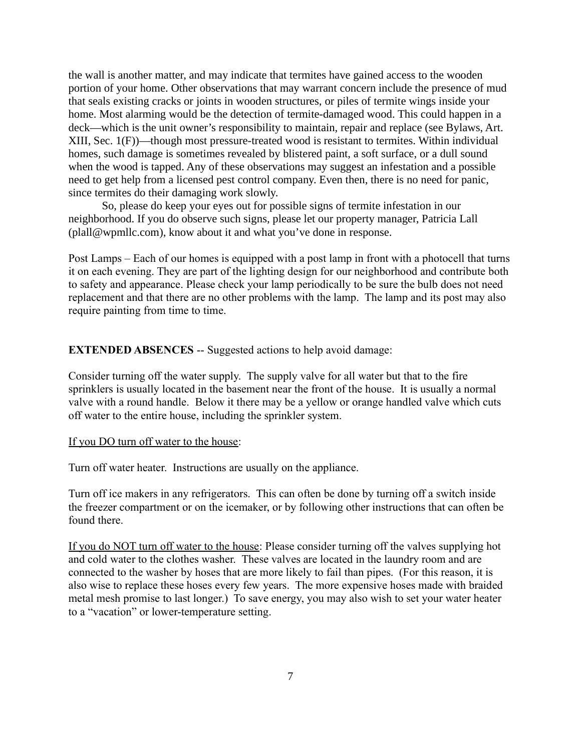the wall is another matter, and may indicate that termites have gained access to the wooden portion of your home. Other observations that may warrant concern include the presence of mud that seals existing cracks or joints in wooden structures, or piles of termite wings inside your home. Most alarming would be the detection of termite-damaged wood. This could happen in a deck—which is the unit owner's responsibility to maintain, repair and replace (see Bylaws, Art. XIII, Sec. 1(F))—though most pressure-treated wood is resistant to termites. Within individual homes, such damage is sometimes revealed by blistered paint, a soft surface, or a dull sound when the wood is tapped. Any of these observations may suggest an infestation and a possible need to get help from a licensed pest control company. Even then, there is no need for panic, since termites do their damaging work slowly.

So, please do keep your eyes out for possible signs of termite infestation in our neighborhood. If you do observe such signs, please let our property manager, Patricia Lall (plall@wpmllc.com), know about it and what you've done in response.

Post Lamps – Each of our homes is equipped with a post lamp in front with a photocell that turns it on each evening. They are part of the lighting design for our neighborhood and contribute both to safety and appearance. Please check your lamp periodically to be sure the bulb does not need replacement and that there are no other problems with the lamp. The lamp and its post may also require painting from time to time.

**EXTENDED ABSENCES** -- Suggested actions to help avoid damage:

Consider turning off the water supply. The supply valve for all water but that to the fire sprinklers is usually located in the basement near the front of the house. It is usually a normal valve with a round handle. Below it there may be a yellow or orange handled valve which cuts off water to the entire house, including the sprinkler system.

<u>If you DO turn off water to the house</u>:

Turn off water heater. Instructions are usually on the appliance.

Turn off ice makers in any refrigerators. This can often be done by turning off a switch inside the freezer compartment or on the icemaker, or by following other instructions that can often be found there.

<u>If you do NOT turn off water to the house</u>: Please consider turning off the valves supplying hot and cold water to the clothes washer. These valves are located in the laundry room and are connected to the washer by hoses that are more likely to fail than pipes. (For this reason, it is also wise to replace these hoses every few years. The more expensive hoses made with braided metal mesh promise to last longer.) To save energy, you may also wish to set your water heater to a "vacation" or lower-temperature setting.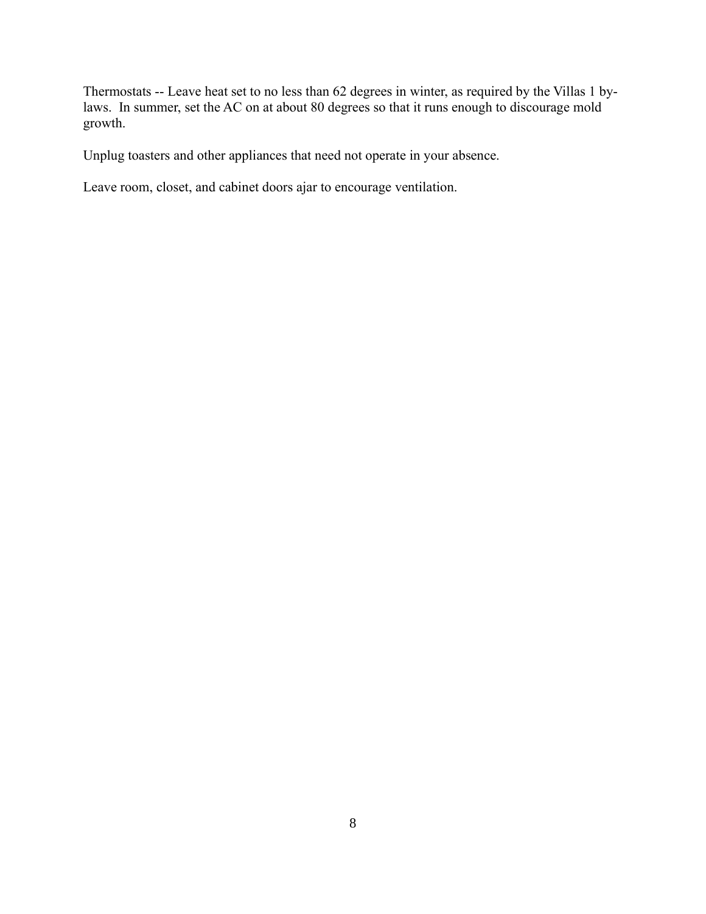Thermostats -- Leave heat set to no less than 62 degrees in winter, as required by the Villas 1 by-laws. In summer, set the AC on at about 80 degrees so that it runs enough to discourage mold growth.

Unplug toasters and other appliances that need not operate in your absence.

Leave room, closet, and cabinet doors ajar to encourage ventilation.